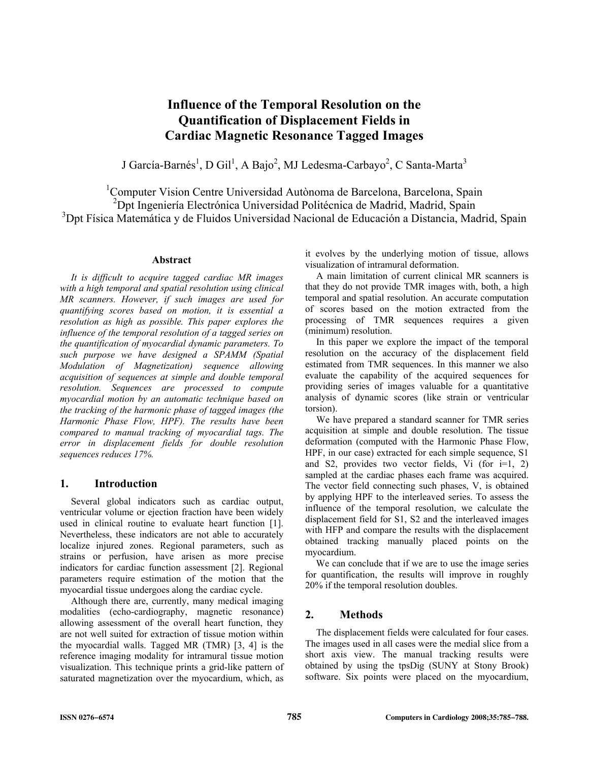# Influence of the Temporal Resolution on the Quantification of Displacement Fields in Cardiac Magnetic Resonance Tagged Images

J García-Barnés[1], D Gil[1], A Bajo[2], MJ Ledesma-Carbayo[2], C Santa-Marta[3]

[1]Computer Vision Centre Universidad Autònoma de Barcelona, Barcelona, Spain
[2]Dpt Ingeniería Electrónica Universidad Politécnica de Madrid, Madrid, Spain
[3]Dpt Física Matemática y de Fluidos Universidad Nacional de Educación a Distancia, Madrid, Spain

### Abstract

*It is difficult to acquire tagged cardiac MR images with a high temporal and spatial resolution using clinical MR scanners. However, if such images are used for quantifying scores based on motion, it is essential a resolution as high as possible. This paper explores the influence of the temporal resolution of a tagged series on the quantification of myocardial dynamic parameters. To such purpose we have designed a SPAMM (Spatial Modulation of Magnetization) sequence allowing acquisition of sequences at simple and double temporal resolution. Sequences are processed to compute myocardial motion by an automatic technique based on the tracking of the harmonic phase of tagged images (the Harmonic Phase Flow, HPF). The results have been compared to manual tracking of myocardial tags. The error in displacement fields for double resolution sequences reduces 17%.*

## 1. Introduction

Several global indicators such as cardiac output, ventricular volume or ejection fraction have been widely used in clinical routine to evaluate heart function [1]. Nevertheless, these indicators are not able to accurately localize injured zones. Regional parameters, such as strains or perfusion, have arisen as more precise indicators for cardiac function assessment [2]. Regional parameters require estimation of the motion that the myocardial tissue undergoes along the cardiac cycle.

Although there are, currently, many medical imaging modalities (echo-cardiography, magnetic resonance) allowing assessment of the overall heart function, they are not well suited for extraction of tissue motion within the myocardial walls. Tagged MR (TMR) [3, 4] is the reference imaging modality for intramural tissue motion visualization. This technique prints a grid-like pattern of saturated magnetization over the myocardium, which, as it evolves by the underlying motion of tissue, allows visualization of intramural deformation.

A main limitation of current clinical MR scanners is that they do not provide TMR images with, both, a high temporal and spatial resolution. An accurate computation of scores based on the motion extracted from the processing of TMR sequences requires a given (minimum) resolution.

In this paper we explore the impact of the temporal resolution on the accuracy of the displacement field estimated from TMR sequences. In this manner we also evaluate the capability of the acquired sequences for providing series of images valuable for a quantitative analysis of dynamic scores (like strain or ventricular torsion).

We have prepared a standard scanner for TMR series acquisition at simple and double resolution. The tissue deformation (computed with the Harmonic Phase Flow, HPF, in our case) extracted for each simple sequence, S1 and S2, provides two vector fields, Vi (for i=1, 2) sampled at the cardiac phases each frame was acquired. The vector field connecting such phases, V, is obtained by applying HPF to the interleaved series. To assess the influence of the temporal resolution, we calculate the displacement field for S1, S2 and the interleaved images with HFP and compare the results with the displacement obtained tracking manually placed points on the myocardium.

We can conclude that if we are to use the image series for quantification, the results will improve in roughly 20% if the temporal resolution doubles.

## 2. Methods

The displacement fields were calculated for four cases. The images used in all cases were the medial slice from a short axis view. The manual tracking results were obtained by using the tpsDig (SUNY at Stony Brook) software. Six points were placed on the myocardium,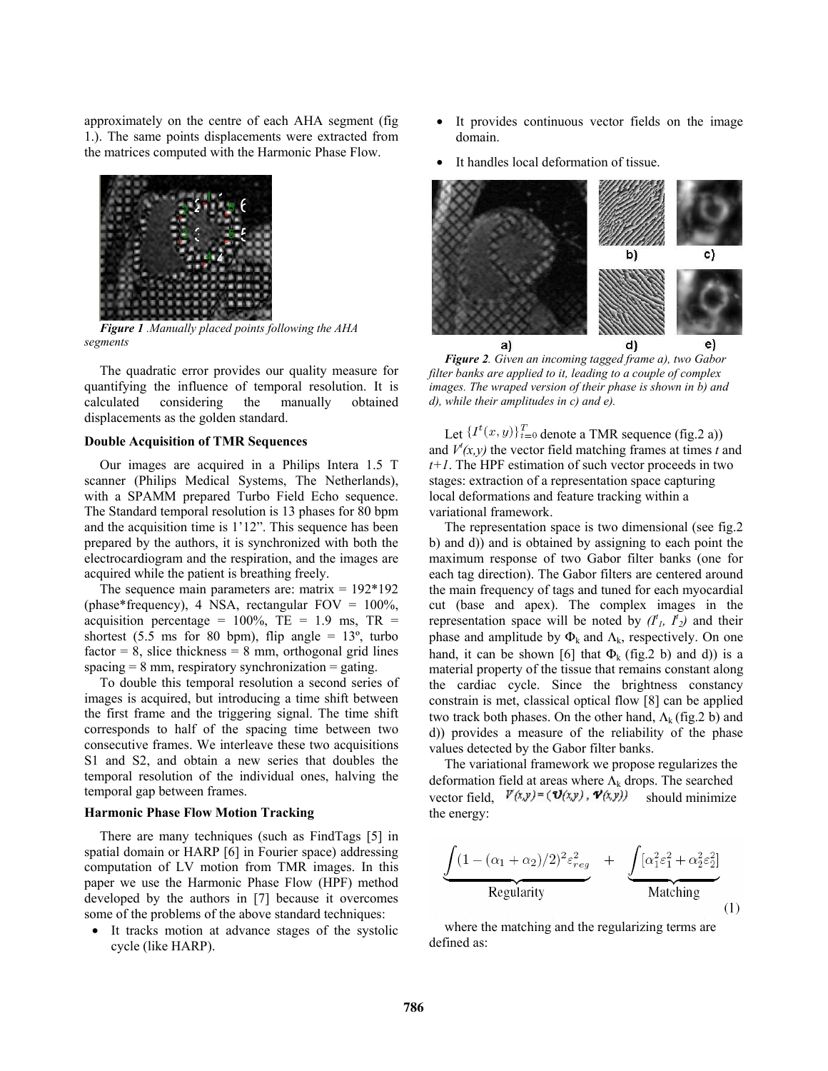approximately on the centre of each AHA segment (fig 1.). The same points displacements were extracted from the matrices computed with the Harmonic Phase Flow.

***Figure 1*** *.Manually placed points following the AHA segments*

The quadratic error provides our quality measure for quantifying the influence of temporal resolution. It is calculated considering the manually obtained displacements as the golden standard.

**Double Acquisition of TMR Sequences**

Our images are acquired in a Philips Intera 1.5 T scanner (Philips Medical Systems, The Netherlands), with a SPAMM prepared Turbo Field Echo sequence. The Standard temporal resolution is 13 phases for 80 bpm and the acquisition time is 1'12". This sequence has been prepared by the authors, it is synchronized with both the electrocardiogram and the respiration, and the images are acquired while the patient is breathing freely.

The sequence main parameters are: matrix = 192*192 (phase*frequency), 4 NSA, rectangular FOV = 100%, acquisition percentage = 100%, TE = 1.9 ms, TR = shortest (5.5 ms for 80 bpm), flip angle = 13º, turbo factor = 8, slice thickness = 8 mm, orthogonal grid lines spacing = 8 mm, respiratory synchronization = gating.

To double this temporal resolution a second series of images is acquired, but introducing a time shift between the first frame and the triggering signal. The time shift corresponds to half of the spacing time between two consecutive frames. We interleave these two acquisitions S1 and S2, and obtain a new series that doubles the temporal resolution of the individual ones, halving the temporal gap between frames.

**Harmonic Phase Flow Motion Tracking**

There are many techniques (such as FindTags [5] in spatial domain or HARP [6] in Fourier space) addressing computation of LV motion from TMR images. In this paper we use the Harmonic Phase Flow (HPF) method developed by the authors in [7] because it overcomes some of the problems of the above standard techniques:

- It tracks motion at advance stages of the systolic cycle (like HARP).
- It provides continuous vector fields on the image domain.
- It handles local deformation of tissue.

***Figure 2****. Given an incoming tagged frame a), two Gabor filter banks are applied to it, leading to a couple of complex images. The wraped version of their phase is shown in b) and d), while their amplitudes in c) and e).*

Let $\{I^t(x,y)\}_{t=0}^{T}$ denote a TMR sequence (fig.2 a)) and $V^t(x,y)$ the vector field matching frames at times $t$ and $t+1$. The HPF estimation of such vector proceeds in two stages: extraction of a representation space capturing local deformations and feature tracking within a variational framework.

The representation space is two dimensional (see fig.2 b) and d)) and is obtained by assigning to each point the maximum response of two Gabor filter banks (one for each tag direction). The Gabor filters are centered around the main frequency of tags and tuned for each myocardial cut (base and apex). The complex images in the representation space will be noted by $(I^t_1, I^t_2)$ and their phase and amplitude by $\Phi_k$ and $\Lambda_k$, respectively. On one hand, it can be shown [6] that $\Phi_k$ (fig.2 b) and d)) is a material property of the tissue that remains constant along the cardiac cycle. Since the brightness constancy constrain is met, classical optical flow [8] can be applied two track both phases. On the other hand, $\Lambda_k$ (fig.2 b) and d)) provides a measure of the reliability of the phase values detected by the Gabor filter banks.

The variational framework we propose regularizes the deformation field at areas where $\Lambda_k$ drops. The searched vector field, $V(x,y) = (U(x,y), V(x,y))$ should minimize the energy:

$$\underbrace{\int (1-(\alpha_1+\alpha_2)/2)^2 \varepsilon_{reg}^2}_{\text{Regularity}} \quad + \quad \underbrace{\int [\alpha_1^2 \varepsilon_1^2 + \alpha_2^2 \varepsilon_2^2]}_{\text{Matching}} \tag{1}$$

where the matching and the regularizing terms are defined as: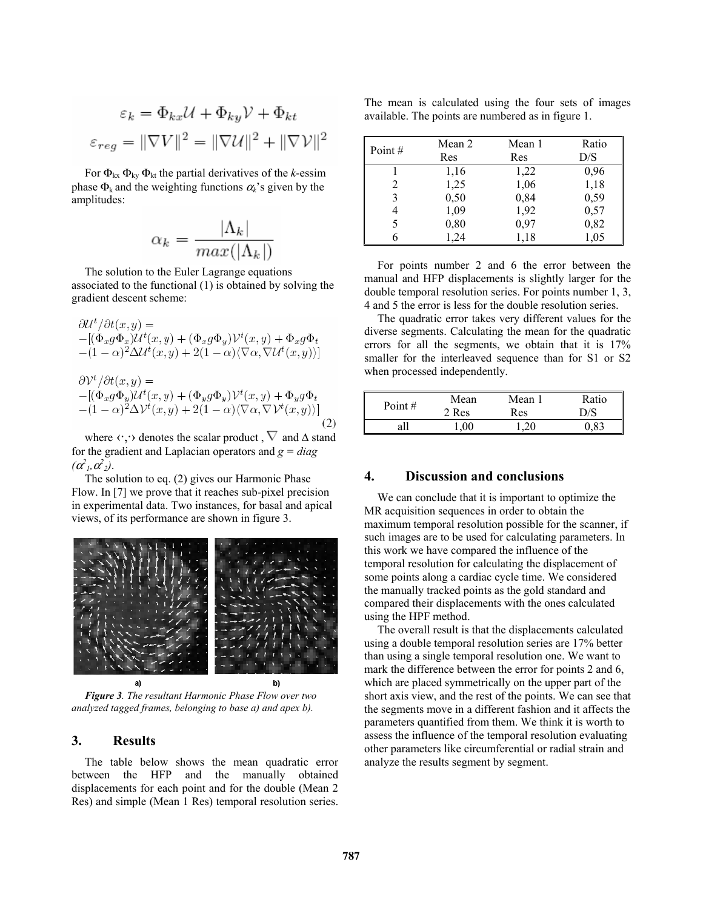$$\varepsilon_k = \Phi_{kx}\mathcal{U} + \Phi_{ky}\mathcal{V} + \Phi_{kt}$$

$$\varepsilon_{reg} = \|\nabla V\|^2 = \|\nabla \mathcal{U}\|^2 + \|\nabla \mathcal{V}\|^2$$

For $\Phi_{kx}$ $\Phi_{ky}$ $\Phi_{kt}$ the partial derivatives of the *k*-essim phase $\Phi_k$ and the weighting functions $\alpha_k$'s given by the amplitudes:

$$\alpha_k = \frac{|\Lambda_k|}{max(|\Lambda_k|)}$$

The solution to the Euler Lagrange equations associated to the functional (1) is obtained by solving the gradient descent scheme:

$$\begin{aligned}
&\partial\mathcal{U}^t/\partial t(x,y) = \\
&-[(\Phi_x g \Phi_x)\mathcal{U}^t(x,y) + (\Phi_x g \Phi_y)\mathcal{V}^t(x,y) + \Phi_x g \Phi_t \\
&-(1-\alpha)^2 \Delta\mathcal{U}^t(x,y) + 2(1-\alpha)\langle\nabla\alpha, \nabla\mathcal{U}^t(x,y)\rangle] \\
&\partial\mathcal{V}^t/\partial t(x,y) = \\
&-[(\Phi_x g \Phi_y)\mathcal{U}^t(x,y) + (\Phi_y g \Phi_y)\mathcal{V}^t(x,y) + \Phi_y g \Phi_t \\
&-(1-\alpha)^2 \Delta\mathcal{V}^t(x,y) + 2(1-\alpha)\langle\nabla\alpha, \nabla\mathcal{V}^t(x,y)\rangle]
\end{aligned} \tag{2}$$

where $\langle\cdot,\cdot\rangle$ denotes the scalar product, $\nabla$ and $\Delta$ stand for the gradient and Laplacian operators and $g = diag(\alpha^2_1, \alpha^2_2)$.

The solution to eq. (2) gives our Harmonic Phase Flow. In [7] we prove that it reaches sub-pixel precision in experimental data. Two instances, for basal and apical views, of its performance are shown in figure 3.

*Figure 3. The resultant Harmonic Phase Flow over two analyzed tagged frames, belonging to base a) and apex b).*

## 3. Results

The table below shows the mean quadratic error between the HFP and the manually obtained displacements for each point and for the double (Mean 2 Res) and simple (Mean 1 Res) temporal resolution series. The mean is calculated using the four sets of images available. The points are numbered as in figure 1.

| Point # | Mean 2 Res | Mean 1 Res | Ratio D/S |
|---|---|---|---|
| 1 | 1,16 | 1,22 | 0,96 |
| 2 | 1,25 | 1,06 | 1,18 |
| 3 | 0,50 | 0,84 | 0,59 |
| 4 | 1,09 | 1,92 | 0,57 |
| 5 | 0,80 | 0,97 | 0,82 |
| 6 | 1,24 | 1,18 | 1,05 |

For points number 2 and 6 the error between the manual and HFP displacements is slightly larger for the double temporal resolution series. For points number 1, 3, 4 and 5 the error is less for the double resolution series.

The quadratic error takes very different values for the diverse segments. Calculating the mean for the quadratic errors for all the segments, we obtain that it is 17% smaller for the interleaved sequence than for S1 or S2 when processed independently.

| Point # | Mean 2 Res | Mean 1 Res | Ratio D/S |
|---|---|---|---|
| all | 1,00 | 1,20 | 0,83 |

## 4. Discussion and conclusions

We can conclude that it is important to optimize the MR acquisition sequences in order to obtain the maximum temporal resolution possible for the scanner, if such images are to be used for calculating parameters. In this work we have compared the influence of the temporal resolution for calculating the displacement of some points along a cardiac cycle time. We considered the manually tracked points as the gold standard and compared their displacements with the ones calculated using the HPF method.

The overall result is that the displacements calculated using a double temporal resolution series are 17% better than using a single temporal resolution one. We want to mark the difference between the error for points 2 and 6, which are placed symmetrically on the upper part of the short axis view, and the rest of the points. We can see that the segments move in a different fashion and it affects the parameters quantified from them. We think it is worth to assess the influence of the temporal resolution evaluating other parameters like circumferential or radial strain and analyze the results segment by segment.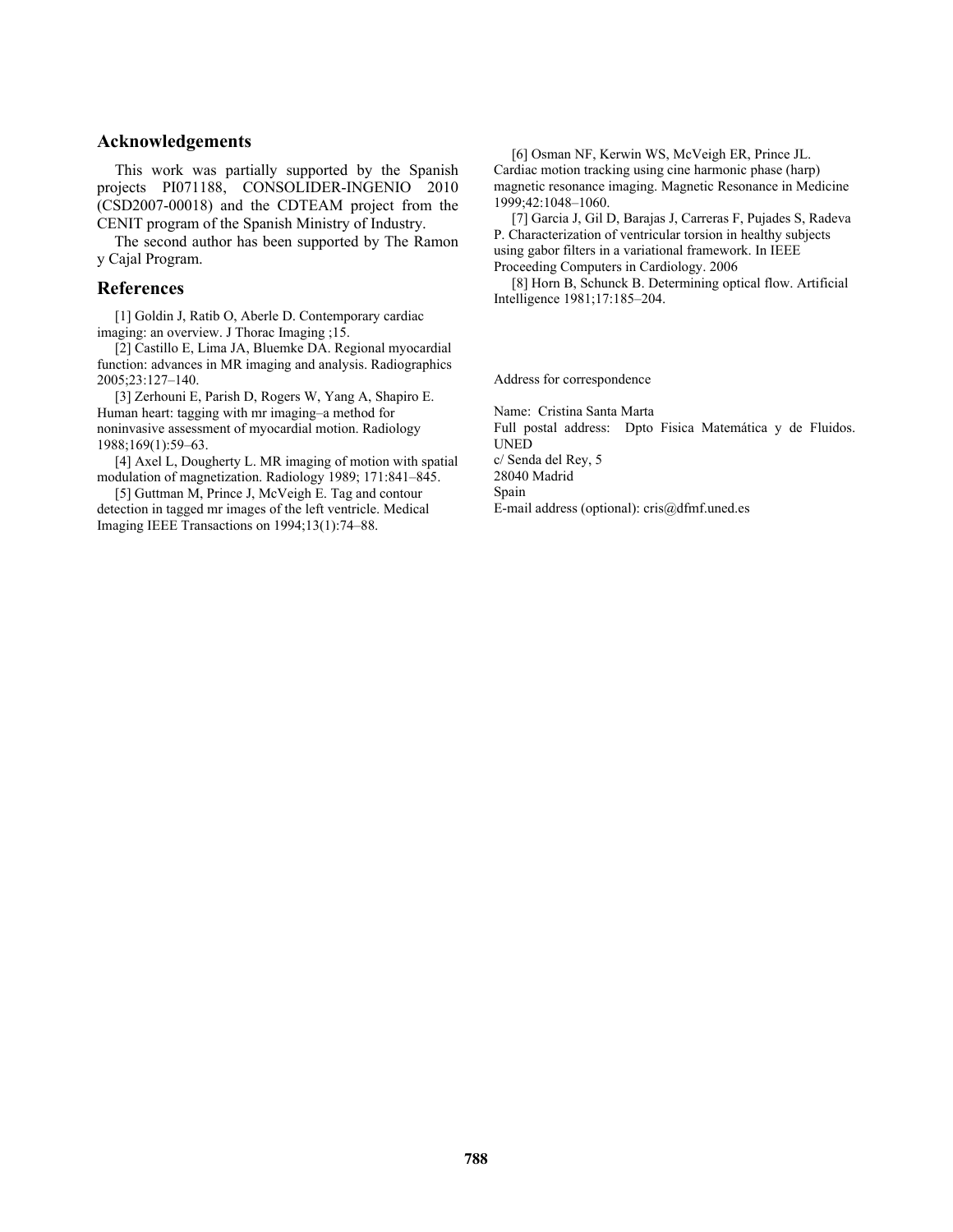## Acknowledgements

This work was partially supported by the Spanish projects PI071188, CONSOLIDER-INGENIO 2010 (CSD2007-00018) and the CDTEAM project from the CENIT program of the Spanish Ministry of Industry.

The second author has been supported by The Ramon y Cajal Program.

## References

[1] Goldin J, Ratib O, Aberle D. Contemporary cardiac imaging: an overview. J Thorac Imaging ;15.

[2] Castillo E, Lima JA, Bluemke DA. Regional myocardial function: advances in MR imaging and analysis. Radiographics 2005;23:127–140.

[3] Zerhouni E, Parish D, Rogers W, Yang A, Shapiro E. Human heart: tagging with mr imaging–a method for noninvasive assessment of myocardial motion. Radiology 1988;169(1):59–63.

[4] Axel L, Dougherty L. MR imaging of motion with spatial modulation of magnetization. Radiology 1989; 171:841–845.

[5] Guttman M, Prince J, McVeigh E. Tag and contour detection in tagged mr images of the left ventricle. Medical Imaging IEEE Transactions on 1994;13(1):74–88.

[6] Osman NF, Kerwin WS, McVeigh ER, Prince JL. Cardiac motion tracking using cine harmonic phase (harp) magnetic resonance imaging. Magnetic Resonance in Medicine 1999;42:1048–1060.

[7] Garcia J, Gil D, Barajas J, Carreras F, Pujades S, Radeva P. Characterization of ventricular torsion in healthy subjects using gabor filters in a variational framework. In IEEE Proceeding Computers in Cardiology. 2006

[8] Horn B, Schunck B. Determining optical flow. Artificial Intelligence 1981;17:185–204.

Address for correspondence

Name: Cristina Santa Marta
Full postal address: Dpto Fisica Matemática y de Fluidos. UNED
c/ Senda del Rey, 5
28040 Madrid
Spain
E-mail address (optional): cris@dfmf.uned.es